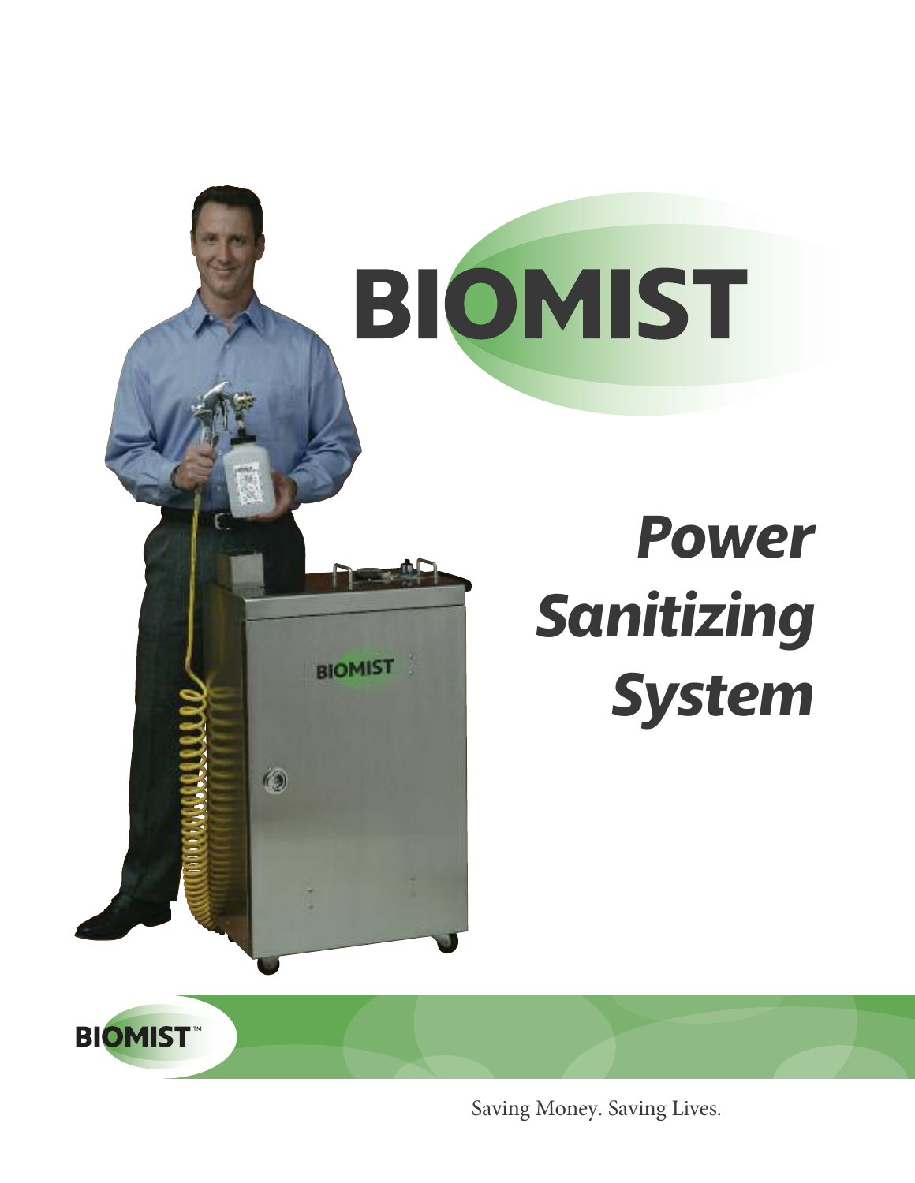# BIOMIST

## *Power Sanitizing System*

BIOMIST™

Saving Money. Saving Lives.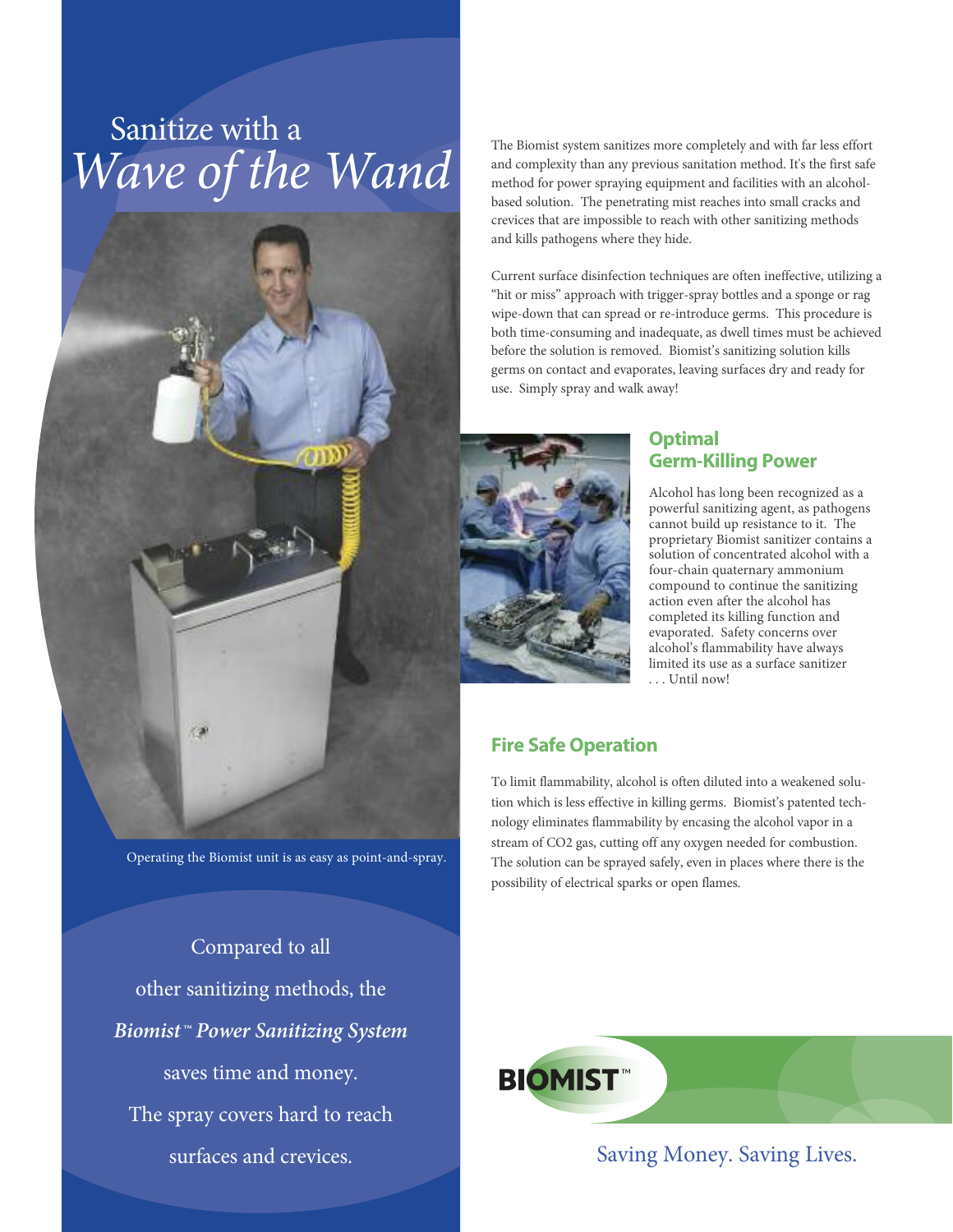# Sanitize with a *Wave of the Wand*

Operating the Biomist unit is as easy as point-and-spray.

Compared to all other sanitizing methods, the ***Biomist™ Power Sanitizing System*** saves time and money. The spray covers hard to reach surfaces and crevices.

The Biomist system sanitizes more completely and with far less effort and complexity than any previous sanitation method. It's the first safe method for power spraying equipment and facilities with an alcohol-based solution. The penetrating mist reaches into small cracks and crevices that are impossible to reach with other sanitizing methods and kills pathogens where they hide.

Current surface disinfection techniques are often ineffective, utilizing a "hit or miss" approach with trigger-spray bottles and a sponge or rag wipe-down that can spread or re-introduce germs. This procedure is both time-consuming and inadequate, as dwell times must be achieved before the solution is removed. Biomist's sanitizing solution kills germs on contact and evaporates, leaving surfaces dry and ready for use. Simply spray and walk away!

## Optimal Germ-Killing Power

Alcohol has long been recognized as a powerful sanitizing agent, as pathogens cannot build up resistance to it. The proprietary Biomist sanitizer contains a solution of concentrated alcohol with a four-chain quaternary ammonium compound to continue the sanitizing action even after the alcohol has completed its killing function and evaporated. Safety concerns over alcohol's flammability have always limited its use as a surface sanitizer . . . Until now!

## Fire Safe Operation

To limit flammability, alcohol is often diluted into a weakened solution which is less effective in killing germs. Biomist's patented technology eliminates flammability by encasing the alcohol vapor in a stream of $CO_2$ gas, cutting off any oxygen needed for combustion. The solution can be sprayed safely, even in places where there is the possibility of electrical sparks or open flames.

**BIOMIST™**

Saving Money. Saving Lives.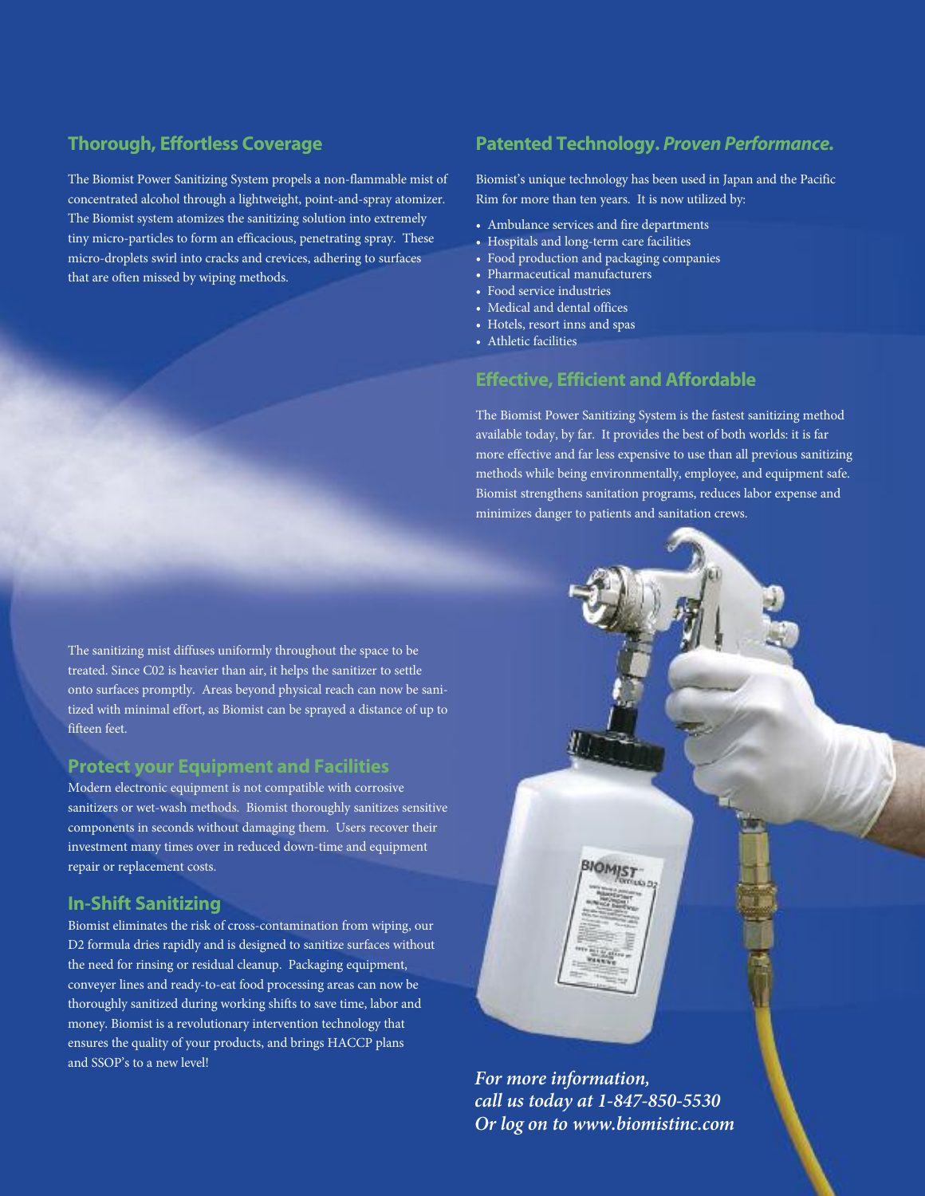## Thorough, Effortless Coverage

The Biomist Power Sanitizing System propels a non-flammable mist of concentrated alcohol through a lightweight, point-and-spray atomizer. The Biomist system atomizes the sanitizing solution into extremely tiny micro-particles to form an efficacious, penetrating spray. These micro-droplets swirl into cracks and crevices, adhering to surfaces that are often missed by wiping methods.

The sanitizing mist diffuses uniformly throughout the space to be treated. Since C02 is heavier than air, it helps the sanitizer to settle onto surfaces promptly. Areas beyond physical reach can now be sanitized with minimal effort, as Biomist can be sprayed a distance of up to fifteen feet.

## Protect your Equipment and Facilities

Modern electronic equipment is not compatible with corrosive sanitizers or wet-wash methods. Biomist thoroughly sanitizes sensitive components in seconds without damaging them. Users recover their investment many times over in reduced down-time and equipment repair or replacement costs.

## In-Shift Sanitizing

Biomist eliminates the risk of cross-contamination from wiping, our D2 formula dries rapidly and is designed to sanitize surfaces without the need for rinsing or residual cleanup. Packaging equipment, conveyer lines and ready-to-eat food processing areas can now be thoroughly sanitized during working shifts to save time, labor and money. Biomist is a revolutionary intervention technology that ensures the quality of your products, and brings HACCP plans and SSOP's to a new level!

## Patented Technology. *Proven Performance.*

Biomist's unique technology has been used in Japan and the Pacific Rim for more than ten years. It is now utilized by:

- Ambulance services and fire departments
- Hospitals and long-term care facilities
- Food production and packaging companies
- Pharmaceutical manufacturers
- Food service industries
- Medical and dental offices
- Hotels, resort inns and spas
- Athletic facilities

## Effective, Efficient and Affordable

The Biomist Power Sanitizing System is the fastest sanitizing method available today, by far. It provides the best of both worlds: it is far more effective and far less expensive to use than all previous sanitizing methods while being environmentally, employee, and equipment safe. Biomist strengthens sanitation programs, reduces labor expense and minimizes danger to patients and sanitation crews.

***For more information,***
***call us today at 1-847-850-5530***
***Or log on to www.biomistinc.com***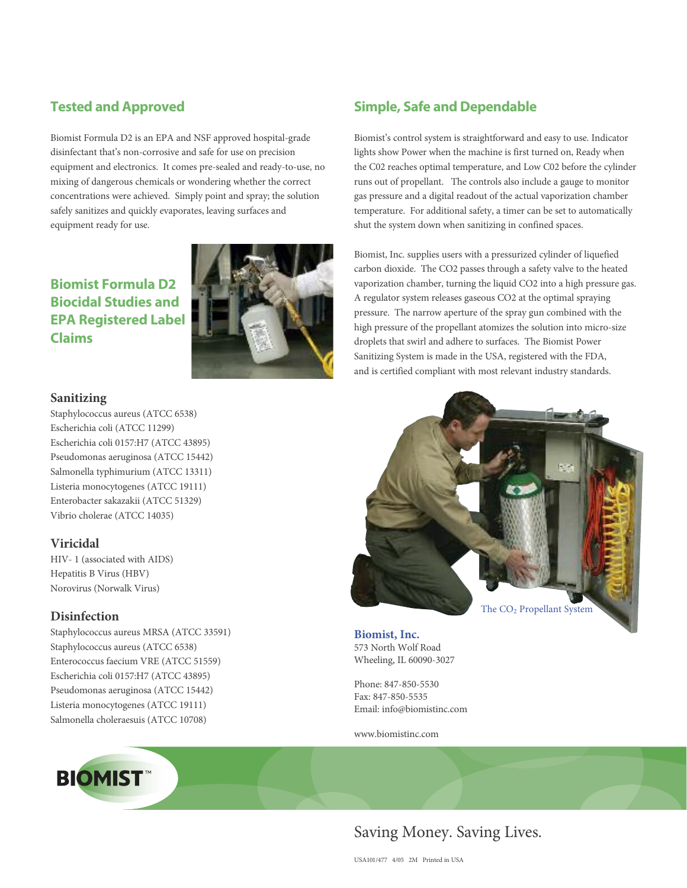## Tested and Approved

Biomist Formula D2 is an EPA and NSF approved hospital-grade disinfectant that's non-corrosive and safe for use on precision equipment and electronics. It comes pre-sealed and ready-to-use, no mixing of dangerous chemicals or wondering whether the correct concentrations were achieved. Simply point and spray; the solution safely sanitizes and quickly evaporates, leaving surfaces and equipment ready for use.

## Biomist Formula D2 Biocidal Studies and EPA Registered Label Claims

### Sanitizing

Staphylococcus aureus (ATCC 6538)
Escherichia coli (ATCC 11299)
Escherichia coli 0157:H7 (ATCC 43895)
Pseudomonas aeruginosa (ATCC 15442)
Salmonella typhimurium (ATCC 13311)
Listeria monocytogenes (ATCC 19111)
Enterobacter sakazakii (ATCC 51329)
Vibrio cholerae (ATCC 14035)

### Viricidal

HIV- 1 (associated with AIDS)
Hepatitis B Virus (HBV)
Norovirus (Norwalk Virus)

### Disinfection

Staphylococcus aureus MRSA (ATCC 33591)
Staphylococcus aureus (ATCC 6538)
Enterococcus faecium VRE (ATCC 51559)
Escherichia coli 0157:H7 (ATCC 43895)
Pseudomonas aeruginosa (ATCC 15442)
Listeria monocytogenes (ATCC 19111)
Salmonella choleraesuis (ATCC 10708)

## Simple, Safe and Dependable

Biomist's control system is straightforward and easy to use. Indicator lights show Power when the machine is first turned on, Ready when the C02 reaches optimal temperature, and Low C02 before the cylinder runs out of propellant. The controls also include a gauge to monitor gas pressure and a digital readout of the actual vaporization chamber temperature. For additional safety, a timer can be set to automatically shut the system down when sanitizing in confined spaces.

Biomist, Inc. supplies users with a pressurized cylinder of liquefied carbon dioxide. The CO2 passes through a safety valve to the heated vaporization chamber, turning the liquid CO2 into a high pressure gas. A regulator system releases gaseous CO2 at the optimal spraying pressure. The narrow aperture of the spray gun combined with the high pressure of the propellant atomizes the solution into micro-size droplets that swirl and adhere to surfaces. The Biomist Power Sanitizing System is made in the USA, registered with the FDA, and is certified compliant with most relevant industry standards.

The $CO_2$ Propellant System

**Biomist, Inc.**
573 North Wolf Road
Wheeling, IL 60090-3027

Phone: 847-850-5530
Fax: 847-850-5535
Email: info@biomistinc.com

www.biomistinc.com

BIOMIST™

Saving Money. Saving Lives.

USA101/477 4/05 2M Printed in USA